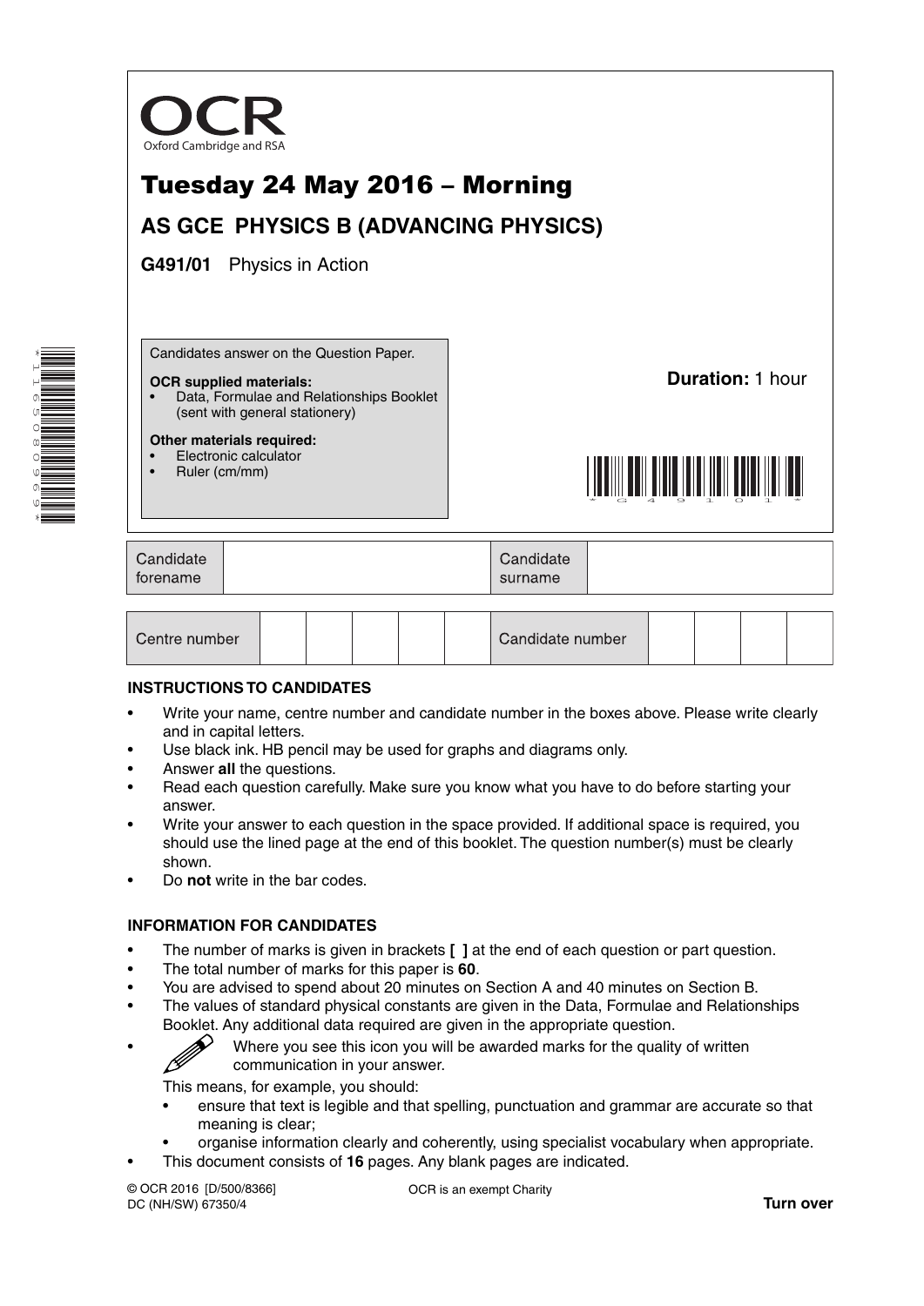OCR
Oxford Cambridge and RSA

# Tuesday 24 May 2016 – Morning

## AS GCE PHYSICS B (ADVANCING PHYSICS)

**G491/01** Physics in Action

Candidates answer on the Question Paper.

**OCR supplied materials:**
- Data, Formulae and Relationships Booklet (sent with general stationery)

**Other materials required:**
- Electronic calculator
- Ruler (cm/mm)

**Duration:** 1 hour

| Candidate forename | | Candidate surname | |
|---|---|---|---|

| Centre number | | | | | | Candidate number | | | | |
|---|---|---|---|---|---|---|---|---|---|---|

### INSTRUCTIONS TO CANDIDATES

- Write your name, centre number and candidate number in the boxes above. Please write clearly and in capital letters.
- Use black ink. HB pencil may be used for graphs and diagrams only.
- Answer **all** the questions.
- Read each question carefully. Make sure you know what you have to do before starting your answer.
- Write your answer to each question in the space provided. If additional space is required, you should use the lined page at the end of this booklet. The question number(s) must be clearly shown.
- Do **not** write in the bar codes.

### INFORMATION FOR CANDIDATES

- The number of marks is given in brackets **[ ]** at the end of each question or part question.
- The total number of marks for this paper is **60**.
- You are advised to spend about 20 minutes on Section A and 40 minutes on Section B.
- The values of standard physical constants are given in the Data, Formulae and Relationships Booklet. Any additional data required are given in the appropriate question.
- Where you see this icon you will be awarded marks for the quality of written communication in your answer.

  This means, for example, you should:
  - ensure that text is legible and that spelling, punctuation and grammar are accurate so that meaning is clear;
  - organise information clearly and coherently, using specialist vocabulary when appropriate.
- This document consists of **16** pages. Any blank pages are indicated.

© OCR 2016 [D/500/8366]
DC (NH/SW) 67350/4

OCR is an exempt Charity

**Turn over**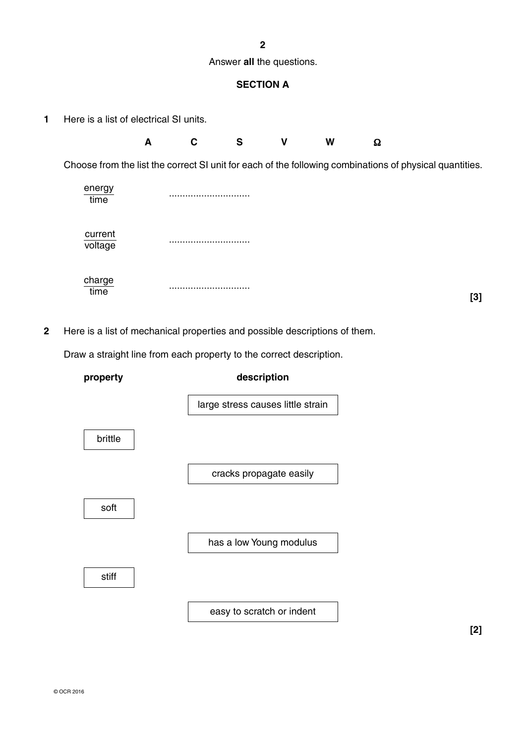Answer **all** the questions.

## SECTION A

**1** Here is a list of electrical SI units.

**A** **C** **S** **V** **W** **Ω**

Choose from the list the correct SI unit for each of the following combinations of physical quantities.

$\frac{\text{energy}}{\text{time}}$ ..............................

$\frac{\text{current}}{\text{voltage}}$ ..............................

$\frac{\text{charge}}{\text{time}}$ .............................. **[3]**

**2** Here is a list of mechanical properties and possible descriptions of them.

Draw a straight line from each property to the correct description.

| property | description |
|---|---|
| | large stress causes little strain |
| brittle | |
| | cracks propagate easily |
| soft | |
| | has a low Young modulus |
| stiff | |
| | easy to scratch or indent |

**[2]**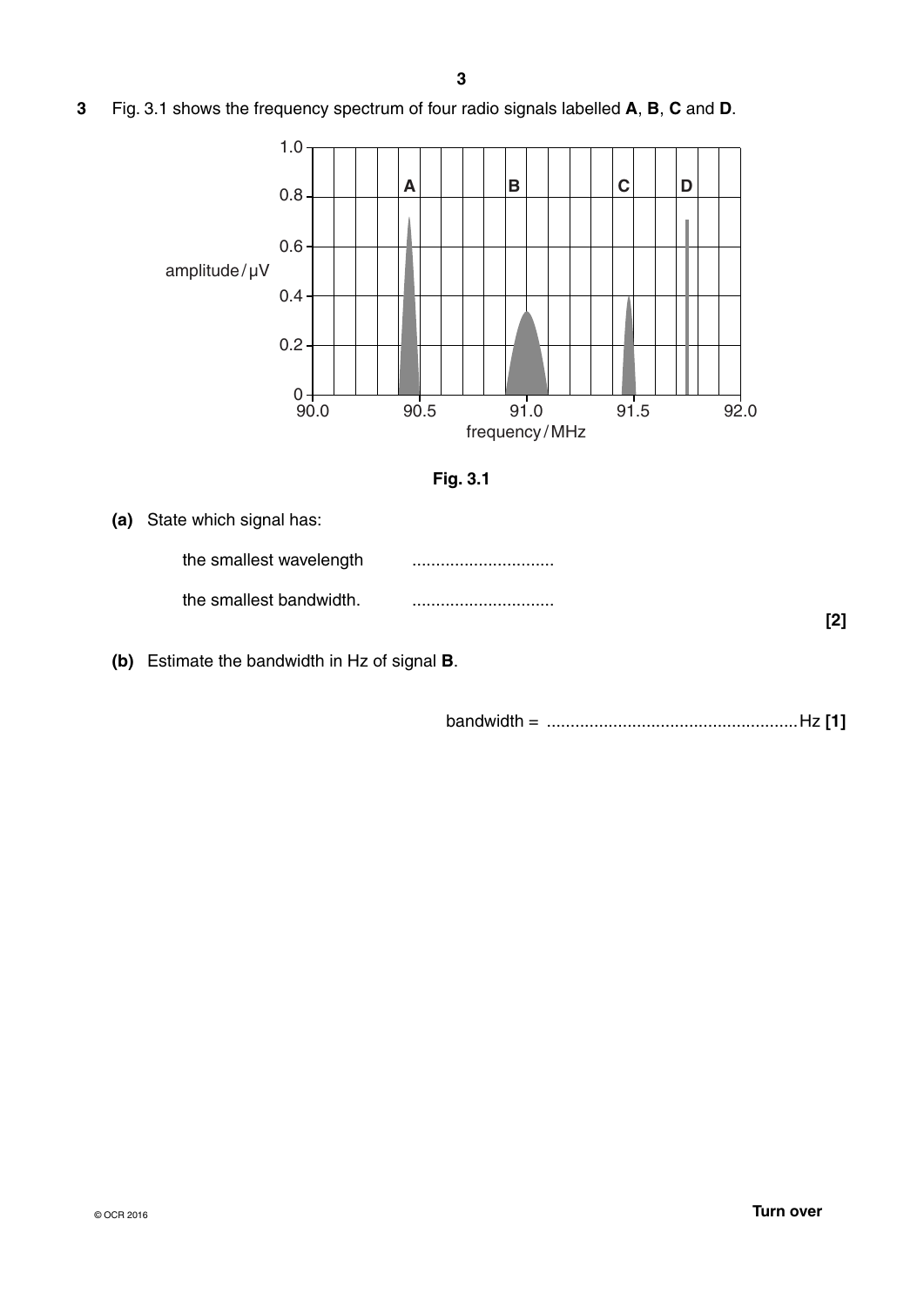**3** Fig. 3.1 shows the frequency spectrum of four radio signals labelled **A**, **B**, **C** and **D**.

**Fig. 3.1**

**(a)** State which signal has:

the smallest wavelength ..............................

the smallest bandwidth. ..............................

**[2]**

**(b)** Estimate the bandwidth in Hz of signal **B**.

bandwidth = ..................................................... Hz **[1]**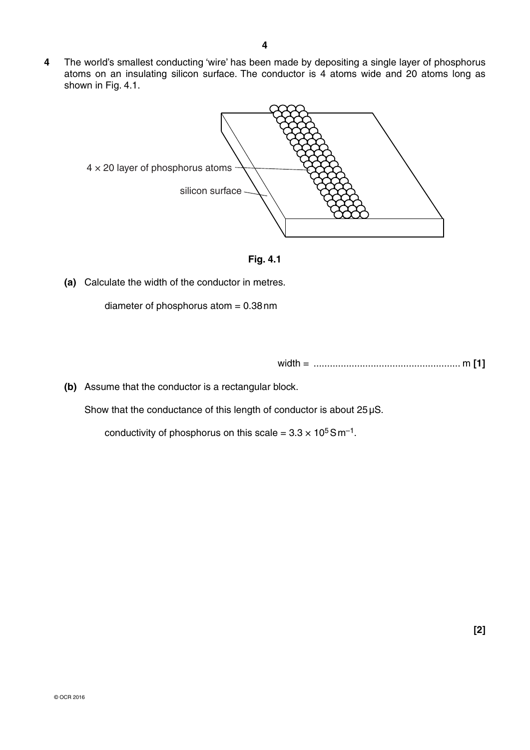**4** The world's smallest conducting 'wire' has been made by depositing a single layer of phosphorus atoms on an insulating silicon surface. The conductor is 4 atoms wide and 20 atoms long as shown in Fig. 4.1.

$4 \times 20$ layer of phosphorus atoms

silicon surface

**Fig. 4.1**

**(a)** Calculate the width of the conductor in metres.

diameter of phosphorus atom = 0.38 nm

width = ...................................................... m **[1]**

**(b)** Assume that the conductor is a rectangular block.

Show that the conductance of this length of conductor is about 25 μS.

conductivity of phosphorus on this scale = $3.3 \times 10^5\,\mathrm{S\,m^{-1}}$.

**[2]**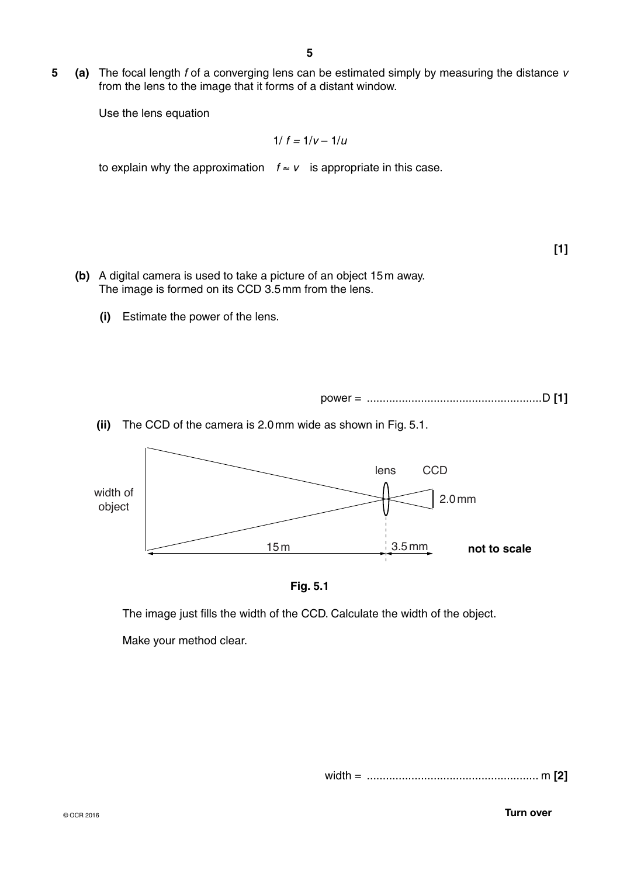**5 (a)** The focal length $f$ of a converging lens can be estimated simply by measuring the distance $v$ from the lens to the image that it forms of a distant window.

Use the lens equation

$$1/f = 1/v - 1/u$$

to explain why the approximation $f \approx v$ is appropriate in this case.

**[1]**

**(b)** A digital camera is used to take a picture of an object 15 m away. The image is formed on its CCD 3.5 mm from the lens.

**(i)** Estimate the power of the lens.

power = ....................................................... D **[1]**

**(ii)** The CCD of the camera is 2.0 mm wide as shown in Fig. 5.1.

width of object | lens | CCD | 2.0 mm | 15 m | 3.5 mm | **not to scale**

**Fig. 5.1**

The image just fills the width of the CCD. Calculate the width of the object.

Make your method clear.

width = ....................................................... m **[2]**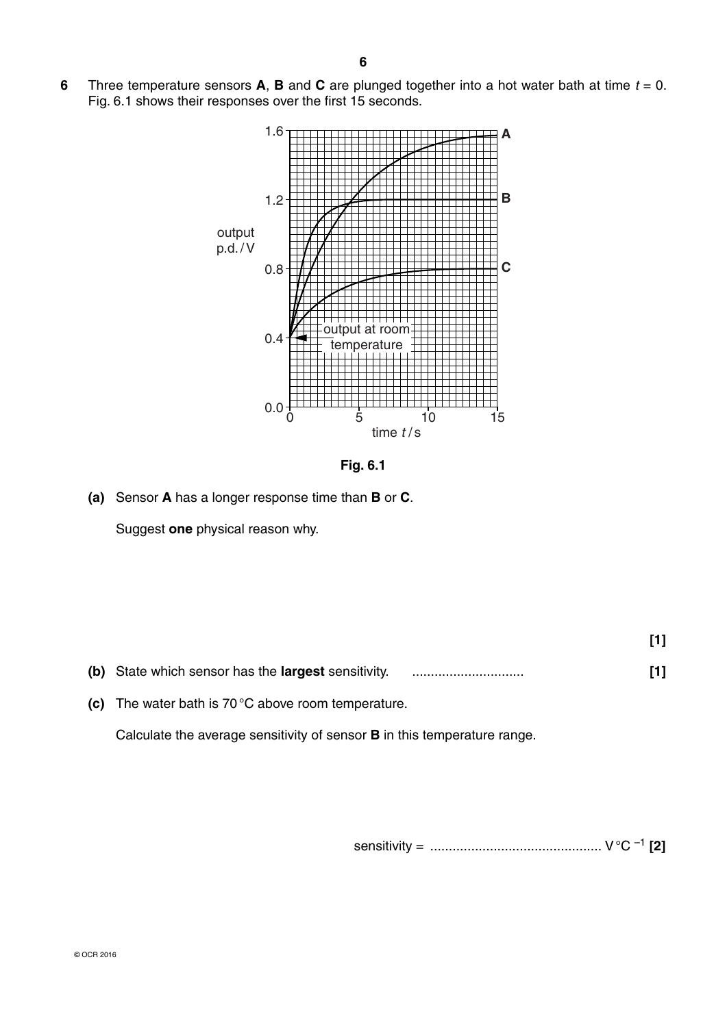**6** Three temperature sensors **A**, **B** and **C** are plunged together into a hot water bath at time $t = 0$. Fig. 6.1 shows their responses over the first 15 seconds.

**Fig. 6.1**

**(a)** Sensor **A** has a longer response time than **B** or **C**.

Suggest **one** physical reason why.

**[1]**

**(b)** State which sensor has the **largest** sensitivity. .............................. **[1]**

**(c)** The water bath is 70 °C above room temperature.

Calculate the average sensitivity of sensor **B** in this temperature range.

sensitivity = .............................................. V °C $^{-1}$ **[2]**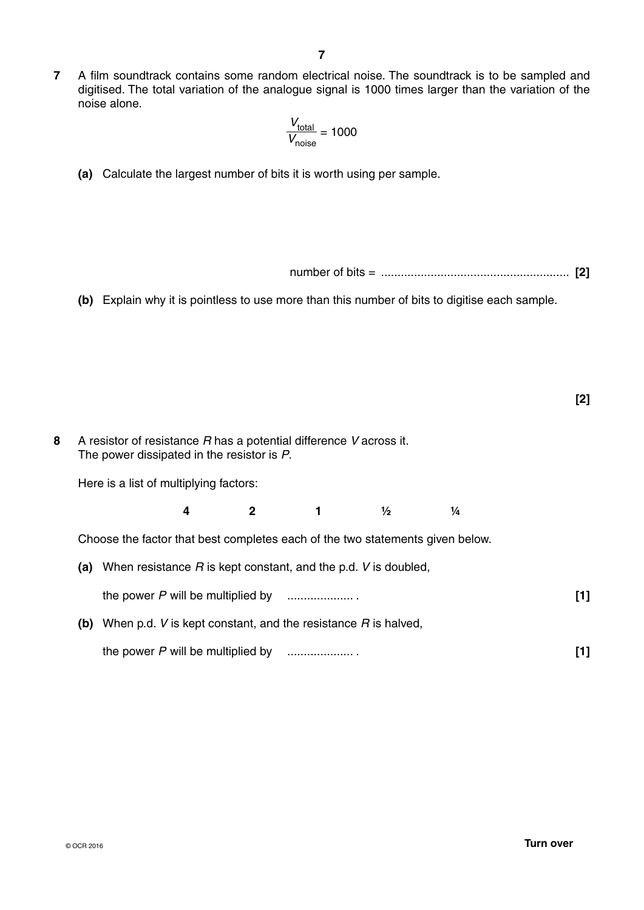**7** A film soundtrack contains some random electrical noise. The soundtrack is to be sampled and digitised. The total variation of the analogue signal is 1000 times larger than the variation of the noise alone.

$$\frac{V_{\text{total}}}{V_{\text{noise}}} = 1000$$

**(a)** Calculate the largest number of bits it is worth using per sample.

number of bits = ........................................................ **[2]**

**(b)** Explain why it is pointless to use more than this number of bits to digitise each sample.

**[2]**

**8** A resistor of resistance $R$ has a potential difference $V$ across it.
The power dissipated in the resistor is $P$.

Here is a list of multiplying factors:

**4** **2** **1** **½** **¼**

Choose the factor that best completes each of the two statements given below.

**(a)** When resistance $R$ is kept constant, and the p.d. $V$ is doubled,

the power $P$ will be multiplied by .................... . **[1]**

**(b)** When p.d. $V$ is kept constant, and the resistance $R$ is halved,

the power $P$ will be multiplied by .................... . **[1]**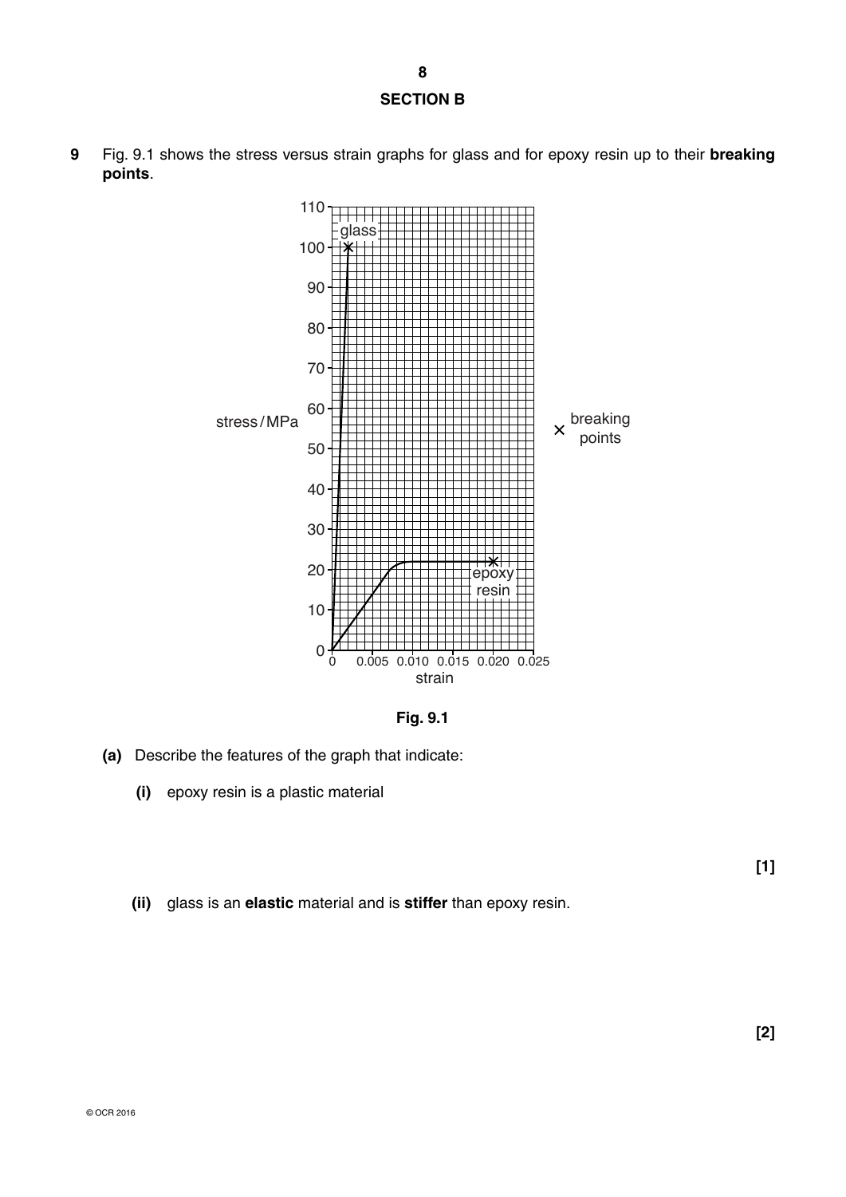## SECTION B

**9** Fig. 9.1 shows the stress versus strain graphs for glass and for epoxy resin up to their **breaking points**.

Fig. 9.1

**(a)** Describe the features of the graph that indicate:

**(i)** epoxy resin is a plastic material

[1]

**(ii)** glass is an **elastic** material and is **stiffer** than epoxy resin.

[2]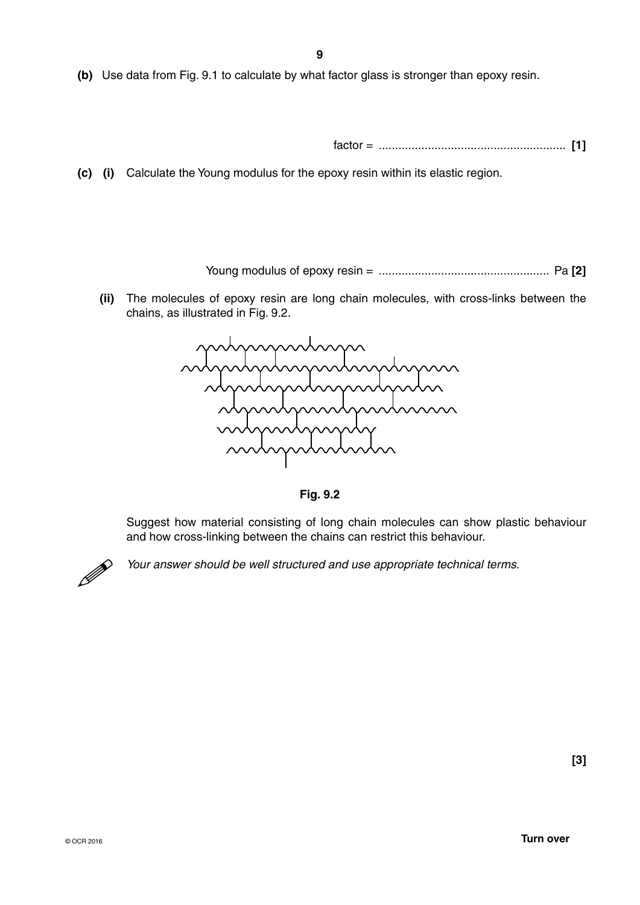**(b)** Use data from Fig. 9.1 to calculate by what factor glass is stronger than epoxy resin.

factor = ......................................................... **[1]**

**(c) (i)** Calculate the Young modulus for the epoxy resin within its elastic region.

Young modulus of epoxy resin = .................................................... Pa **[2]**

**(ii)** The molecules of epoxy resin are long chain molecules, with cross-links between the chains, as illustrated in Fig. 9.2.

**Fig. 9.2**

Suggest how material consisting of long chain molecules can show plastic behaviour and how cross-linking between the chains can restrict this behaviour.

*Your answer should be well structured and use appropriate technical terms.*

**[3]**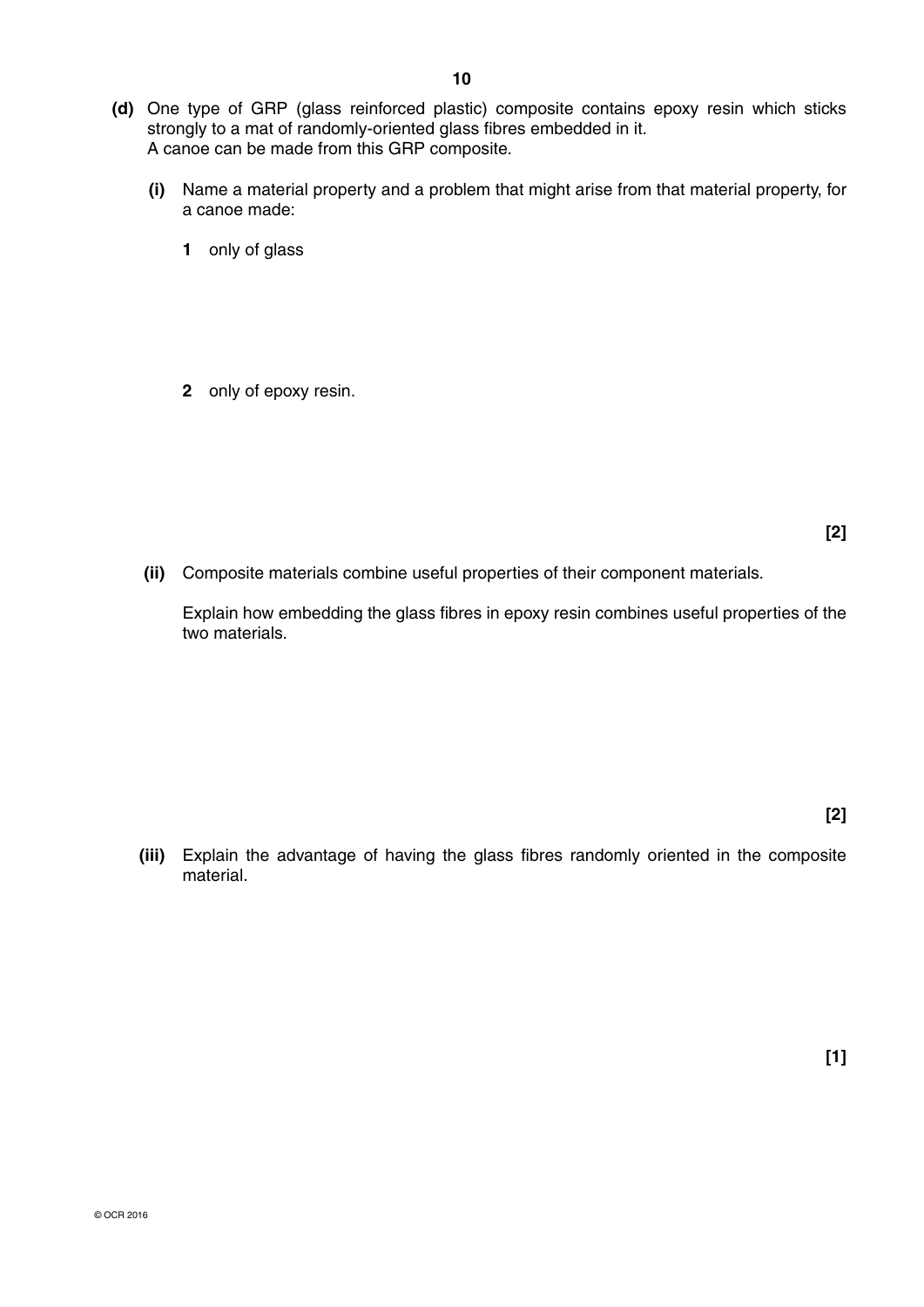**(d)** One type of GRP (glass reinforced plastic) composite contains epoxy resin which sticks strongly to a mat of randomly-oriented glass fibres embedded in it.
A canoe can be made from this GRP composite.

**(i)** Name a material property and a problem that might arise from that material property, for a canoe made:

**1** only of glass

**2** only of epoxy resin.

**[2]**

**(ii)** Composite materials combine useful properties of their component materials.

Explain how embedding the glass fibres in epoxy resin combines useful properties of the two materials.

**[2]**

**(iii)** Explain the advantage of having the glass fibres randomly oriented in the composite material.

**[1]**

© OCR 2016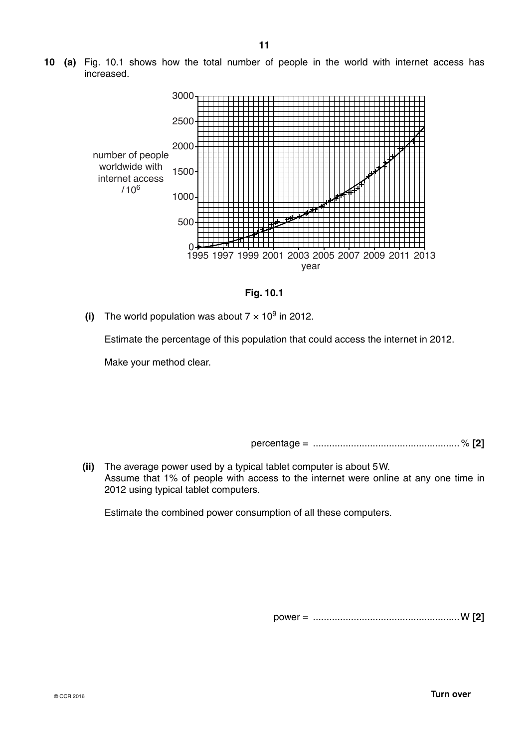**10 (a)** Fig. 10.1 shows how the total number of people in the world with internet access has increased.

**Fig. 10.1**

**(i)** The world population was about $7 \times 10^9$ in 2012.

Estimate the percentage of this population that could access the internet in 2012.

Make your method clear.

percentage = ..................................................... % **[2]**

**(ii)** The average power used by a typical tablet computer is about 5 W.
Assume that 1% of people with access to the internet were online at any one time in 2012 using typical tablet computers.

Estimate the combined power consumption of all these computers.

power = ..................................................... W **[2]**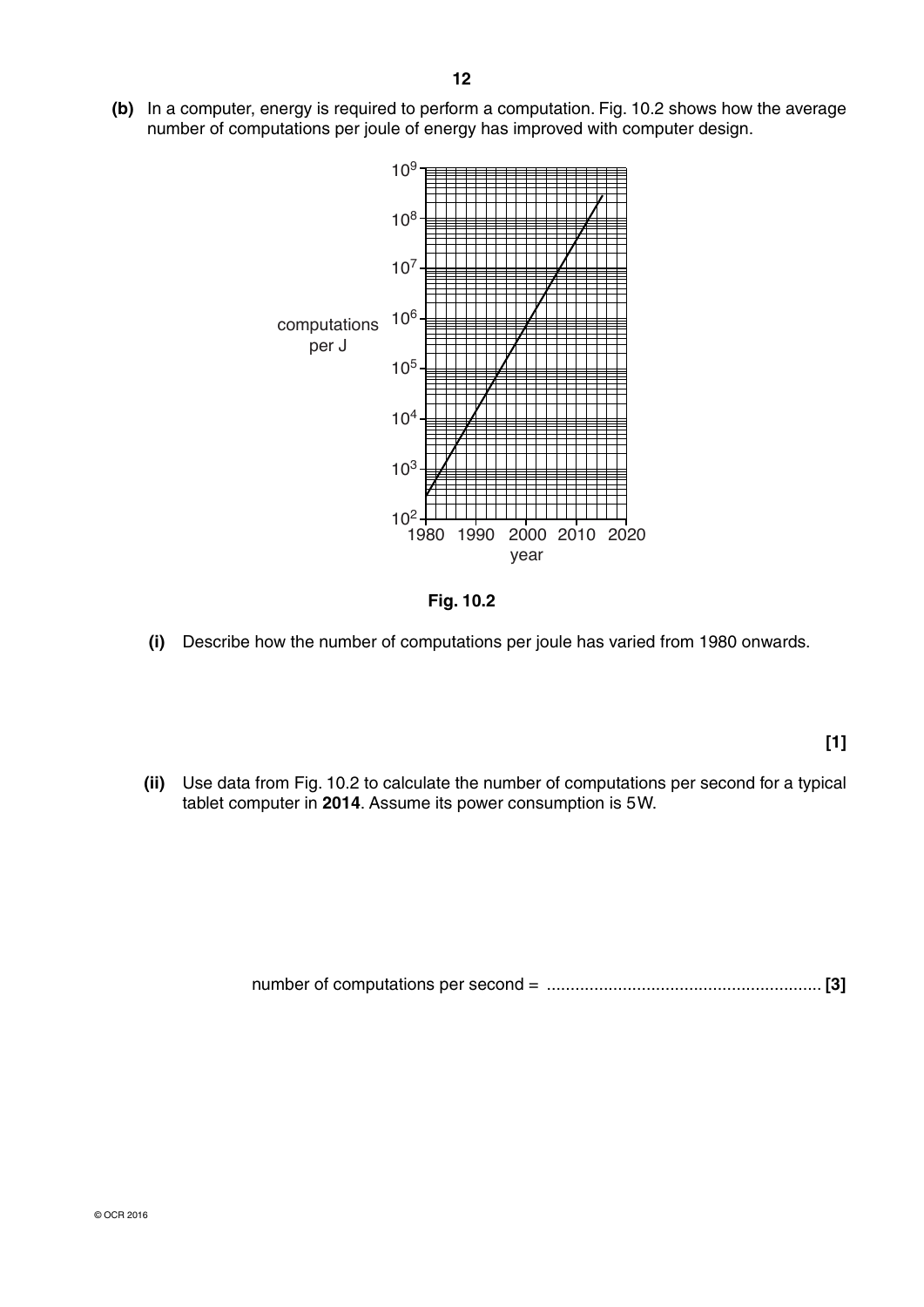**(b)** In a computer, energy is required to perform a computation. Fig. 10.2 shows how the average number of computations per joule of energy has improved with computer design.

**Fig. 10.2**

**(i)** Describe how the number of computations per joule has varied from 1980 onwards.

**[1]**

**(ii)** Use data from Fig. 10.2 to calculate the number of computations per second for a typical tablet computer in **2014**. Assume its power consumption is 5 W.

number of computations per second = ............................................................ **[3]**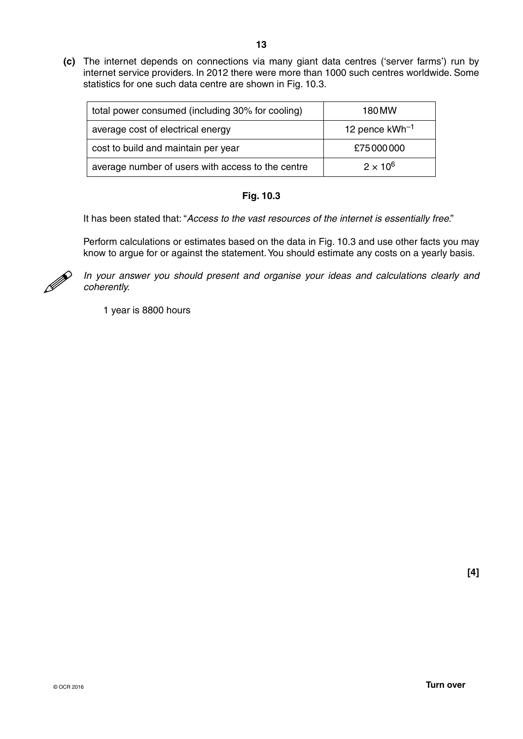**(c)** The internet depends on connections via many giant data centres ('server farms') run by internet service providers. In 2012 there were more than 1000 such centres worldwide. Some statistics for one such data centre are shown in Fig. 10.3.

| | |
|---|---|
| total power consumed (including 30% for cooling) | 180 MW |
| average cost of electrical energy | 12 pence $kWh^{-1}$ |
| cost to build and maintain per year | £75 000 000 |
| average number of users with access to the centre | $2 \times 10^6$ |

**Fig. 10.3**

It has been stated that: "*Access to the vast resources of the internet is essentially free.*"

Perform calculations or estimates based on the data in Fig. 10.3 and use other facts you may know to argue for or against the statement. You should estimate any costs on a yearly basis.

*In your answer you should present and organise your ideas and calculations clearly and coherently.*

1 year is 8800 hours

**[4]**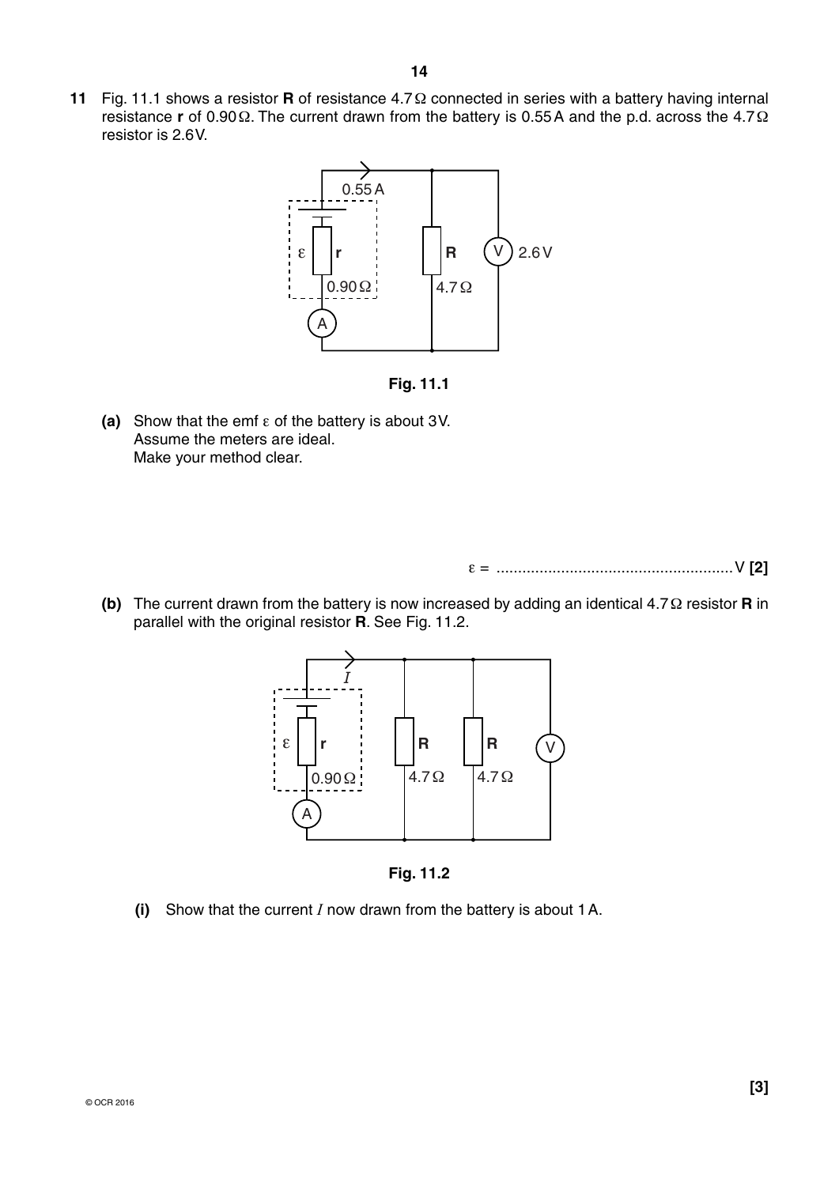**11** Fig. 11.1 shows a resistor **R** of resistance 4.7 Ω connected in series with a battery having internal resistance **r** of 0.90 Ω. The current drawn from the battery is 0.55 A and the p.d. across the 4.7 Ω resistor is 2.6 V.

**Fig. 11.1**

**(a)** Show that the emf ε of the battery is about 3 V.
Assume the meters are ideal.
Make your method clear.

ε = ....................................................... V **[2]**

**(b)** The current drawn from the battery is now increased by adding an identical 4.7 Ω resistor **R** in parallel with the original resistor **R**. See Fig. 11.2.

**Fig. 11.2**

**(i)** Show that the current $I$ now drawn from the battery is about 1 A.

**[3]**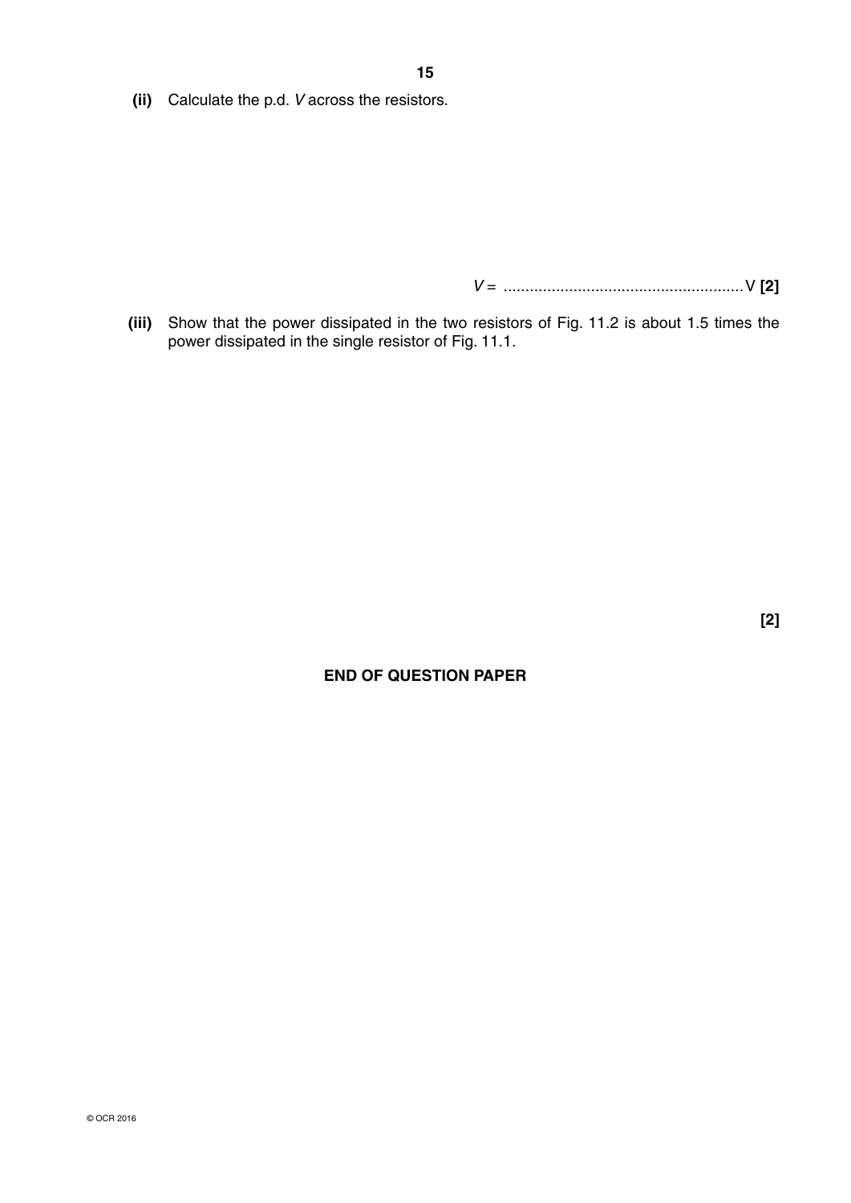**(ii)** Calculate the p.d. $V$ across the resistors.

$V$ = ....................................................... V **[2]**

**(iii)** Show that the power dissipated in the two resistors of Fig. 11.2 is about 1.5 times the power dissipated in the single resistor of Fig. 11.1.

**[2]**

**END OF QUESTION PAPER**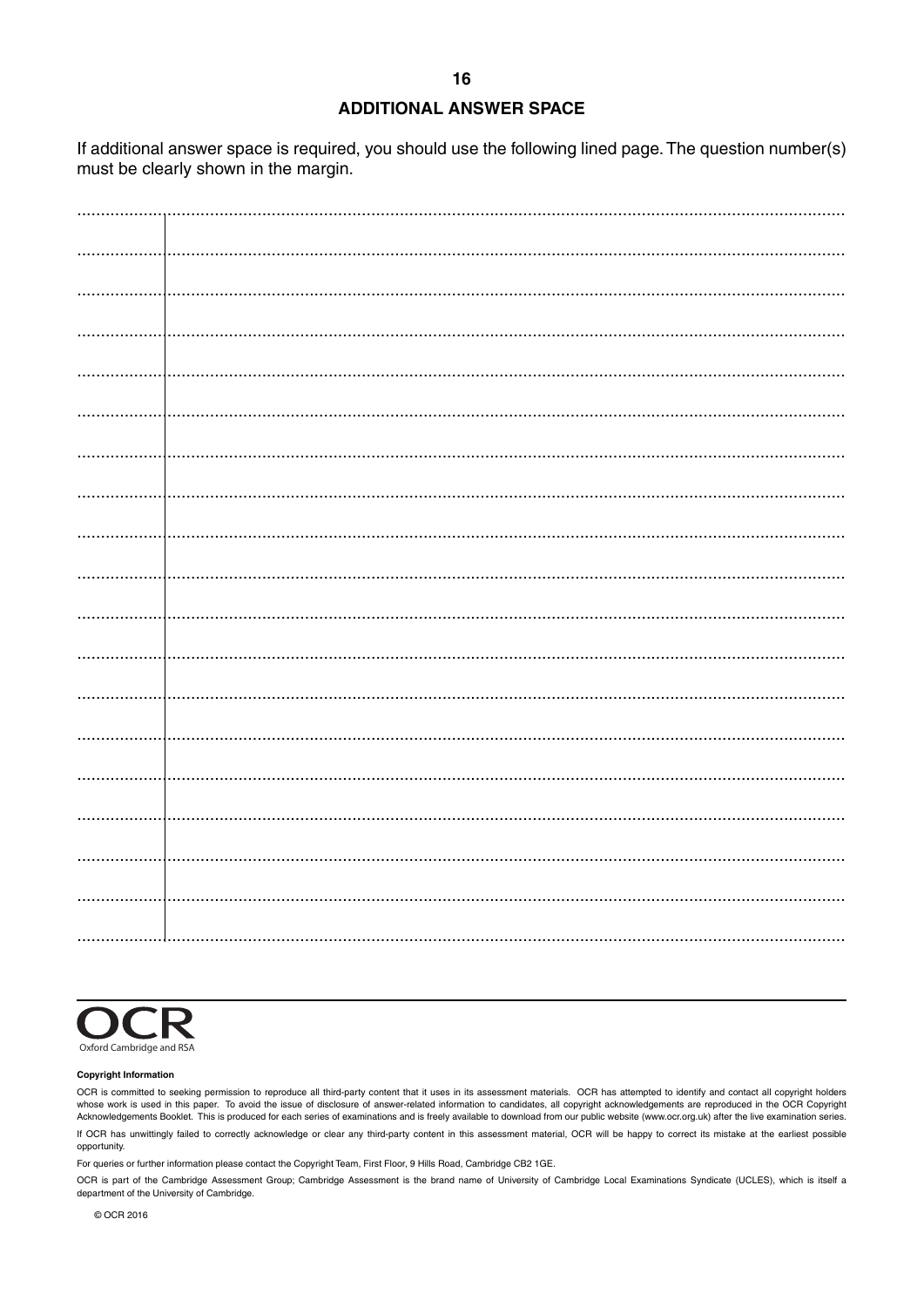## ADDITIONAL ANSWER SPACE

If additional answer space is required, you should use the following lined page. The question number(s) must be clearly shown in the margin.

**Copyright Information**

OCR is committed to seeking permission to reproduce all third-party content that it uses in its assessment materials. OCR has attempted to identify and contact all copyright holders whose work is used in this paper. To avoid the issue of disclosure of answer-related information to candidates, all copyright acknowledgements are reproduced in the OCR Copyright Acknowledgements Booklet. This is produced for each series of examinations and is freely available to download from our public website (www.ocr.org.uk) after the live examination series.

If OCR has unwittingly failed to correctly acknowledge or clear any third-party content in this assessment material, OCR will be happy to correct its mistake at the earliest possible opportunity.

For queries or further information please contact the Copyright Team, First Floor, 9 Hills Road, Cambridge CB2 1GE.

OCR is part of the Cambridge Assessment Group; Cambridge Assessment is the brand name of University of Cambridge Local Examinations Syndicate (UCLES), which is itself a department of the University of Cambridge.

© OCR 2016